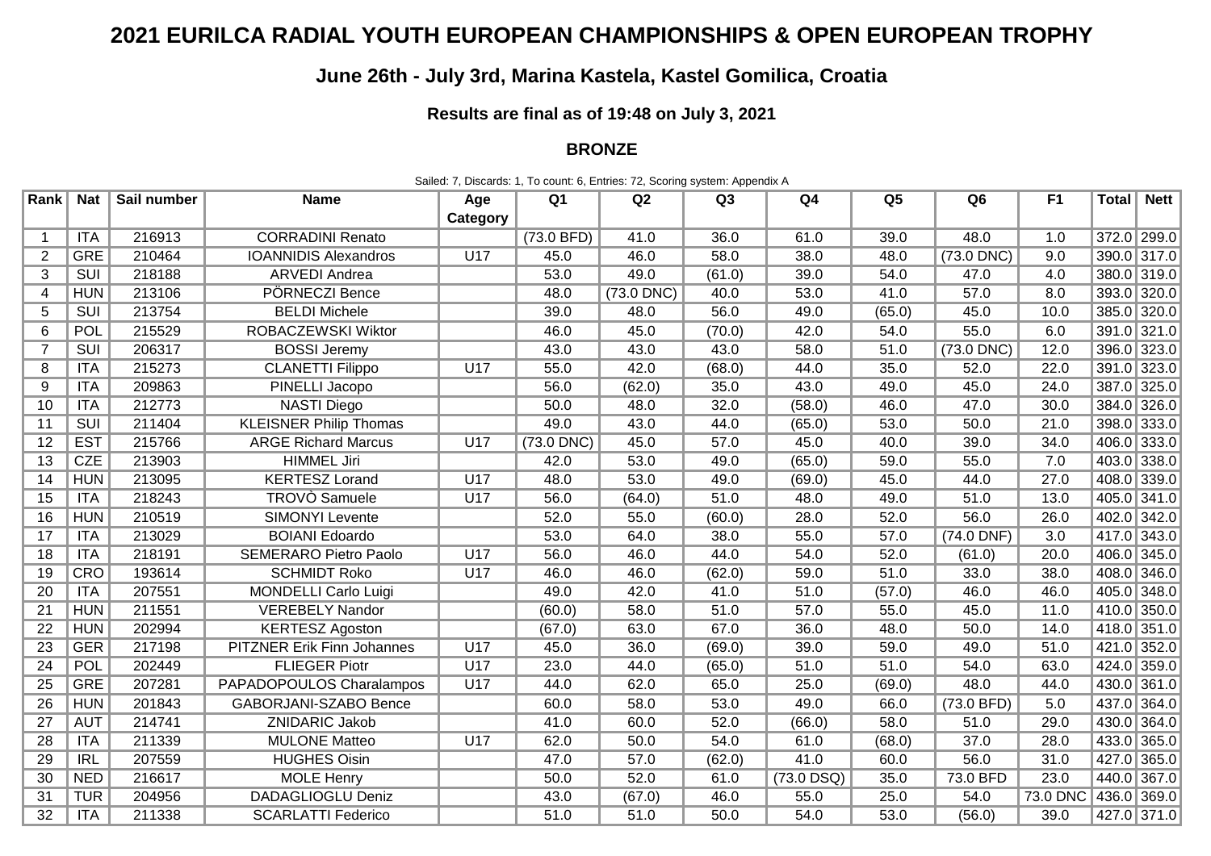# 2021 EURILCA RADIAL YOUTH EUROPEAN CHAMPIONSHIPS & OPEN EUROPEAN TROPHY

## June 26th - July 3rd, Marina Kastela, Kastel Gomilica, Croatia

### Results are final as of 19:48 on July 3, 2021

#### BRONZE

Sailed: 7, Discards: 1, To count: 6, Entries: 72, Scoring system: Appendix A

| Rank | Nat | Sail number | Name | Age Category | Q1 | Q2 | Q3 | Q4 | Q5 | Q6 | F1 | Total | Nett |
|---|---|---|---|---|---|---|---|---|---|---|---|---|---|
| 1 | ITA | 216913 | CORRADINI Renato | | (73.0 BFD) | 41.0 | 36.0 | 61.0 | 39.0 | 48.0 | 1.0 | 372.0 | 299.0 |
| 2 | GRE | 210464 | IOANNIDIS Alexandros | U17 | 45.0 | 46.0 | 58.0 | 38.0 | 48.0 | (73.0 DNC) | 9.0 | 390.0 | 317.0 |
| 3 | SUI | 218188 | ARVEDI Andrea | | 53.0 | 49.0 | (61.0) | 39.0 | 54.0 | 47.0 | 4.0 | 380.0 | 319.0 |
| 4 | HUN | 213106 | PÖRNECZI Bence | | 48.0 | (73.0 DNC) | 40.0 | 53.0 | 41.0 | 57.0 | 8.0 | 393.0 | 320.0 |
| 5 | SUI | 213754 | BELDI Michele | | 39.0 | 48.0 | 56.0 | 49.0 | (65.0) | 45.0 | 10.0 | 385.0 | 320.0 |
| 6 | POL | 215529 | ROBACZEWSKI Wiktor | | 46.0 | 45.0 | (70.0) | 42.0 | 54.0 | 55.0 | 6.0 | 391.0 | 321.0 |
| 7 | SUI | 206317 | BOSSI Jeremy | | 43.0 | 43.0 | 43.0 | 58.0 | 51.0 | (73.0 DNC) | 12.0 | 396.0 | 323.0 |
| 8 | ITA | 215273 | CLANETTI Filippo | U17 | 55.0 | 42.0 | (68.0) | 44.0 | 35.0 | 52.0 | 22.0 | 391.0 | 323.0 |
| 9 | ITA | 209863 | PINELLI Jacopo | | 56.0 | (62.0) | 35.0 | 43.0 | 49.0 | 45.0 | 24.0 | 387.0 | 325.0 |
| 10 | ITA | 212773 | NASTI Diego | | 50.0 | 48.0 | 32.0 | (58.0) | 46.0 | 47.0 | 30.0 | 384.0 | 326.0 |
| 11 | SUI | 211404 | KLEISNER Philip Thomas | | 49.0 | 43.0 | 44.0 | (65.0) | 53.0 | 50.0 | 21.0 | 398.0 | 333.0 |
| 12 | EST | 215766 | ARGE Richard Marcus | U17 | (73.0 DNC) | 45.0 | 57.0 | 45.0 | 40.0 | 39.0 | 34.0 | 406.0 | 333.0 |
| 13 | CZE | 213903 | HIMMEL Jiri | | 42.0 | 53.0 | 49.0 | (65.0) | 59.0 | 55.0 | 7.0 | 403.0 | 338.0 |
| 14 | HUN | 213095 | KERTESZ Lorand | U17 | 48.0 | 53.0 | 49.0 | (69.0) | 45.0 | 44.0 | 27.0 | 408.0 | 339.0 |
| 15 | ITA | 218243 | TROVÒ Samuele | U17 | 56.0 | (64.0) | 51.0 | 48.0 | 49.0 | 51.0 | 13.0 | 405.0 | 341.0 |
| 16 | HUN | 210519 | SIMONYI Levente | | 52.0 | 55.0 | (60.0) | 28.0 | 52.0 | 56.0 | 26.0 | 402.0 | 342.0 |
| 17 | ITA | 213029 | BOIANI Edoardo | | 53.0 | 64.0 | 38.0 | 55.0 | 57.0 | (74.0 DNF) | 3.0 | 417.0 | 343.0 |
| 18 | ITA | 218191 | SEMERARO Pietro Paolo | U17 | 56.0 | 46.0 | 44.0 | 54.0 | 52.0 | (61.0) | 20.0 | 406.0 | 345.0 |
| 19 | CRO | 193614 | SCHMIDT Roko | U17 | 46.0 | 46.0 | (62.0) | 59.0 | 51.0 | 33.0 | 38.0 | 408.0 | 346.0 |
| 20 | ITA | 207551 | MONDELLI Carlo Luigi | | 49.0 | 42.0 | 41.0 | 51.0 | (57.0) | 46.0 | 46.0 | 405.0 | 348.0 |
| 21 | HUN | 211551 | VEREBELY Nandor | | (60.0) | 58.0 | 51.0 | 57.0 | 55.0 | 45.0 | 11.0 | 410.0 | 350.0 |
| 22 | HUN | 202994 | KERTESZ Agoston | | (67.0) | 63.0 | 67.0 | 36.0 | 48.0 | 50.0 | 14.0 | 418.0 | 351.0 |
| 23 | GER | 217198 | PITZNER Erik Finn Johannes | U17 | 45.0 | 36.0 | (69.0) | 39.0 | 59.0 | 49.0 | 51.0 | 421.0 | 352.0 |
| 24 | POL | 202449 | FLIEGER Piotr | U17 | 23.0 | 44.0 | (65.0) | 51.0 | 51.0 | 54.0 | 63.0 | 424.0 | 359.0 |
| 25 | GRE | 207281 | PAPADOPOULOS Charalampos | U17 | 44.0 | 62.0 | 65.0 | 25.0 | (69.0) | 48.0 | 44.0 | 430.0 | 361.0 |
| 26 | HUN | 201843 | GABORJANI-SZABO Bence | | 60.0 | 58.0 | 53.0 | 49.0 | 66.0 | (73.0 BFD) | 5.0 | 437.0 | 364.0 |
| 27 | AUT | 214741 | ZNIDARIC Jakob | | 41.0 | 60.0 | 52.0 | (66.0) | 58.0 | 51.0 | 29.0 | 430.0 | 364.0 |
| 28 | ITA | 211339 | MULONE Matteo | U17 | 62.0 | 50.0 | 54.0 | 61.0 | (68.0) | 37.0 | 28.0 | 433.0 | 365.0 |
| 29 | IRL | 207559 | HUGHES Oisin | | 47.0 | 57.0 | (62.0) | 41.0 | 60.0 | 56.0 | 31.0 | 427.0 | 365.0 |
| 30 | NED | 216617 | MOLE Henry | | 50.0 | 52.0 | 61.0 | (73.0 DSQ) | 35.0 | 73.0 BFD | 23.0 | 440.0 | 367.0 |
| 31 | TUR | 204956 | DADAGLIOGLU Deniz | | 43.0 | (67.0) | 46.0 | 55.0 | 25.0 | 54.0 | 73.0 DNC | 436.0 | 369.0 |
| 32 | ITA | 211338 | SCARLATTI Federico | | 51.0 | 51.0 | 50.0 | 54.0 | 53.0 | (56.0) | 39.0 | 427.0 | 371.0 |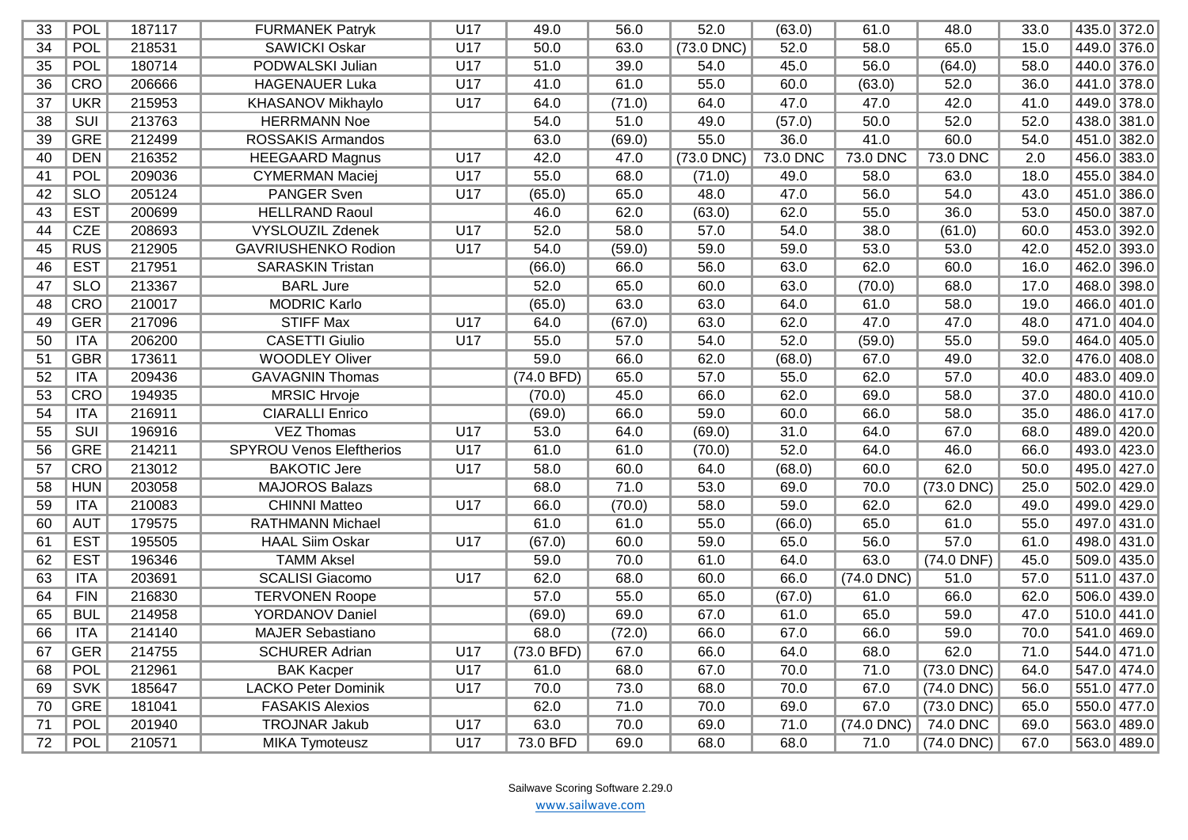| | | | | | | | | | | | | | | |
|---|---|---|---|---|---|---|---|---|---|---|---|---|---|---|
| 33 | POL | 187117 | FURMANEK Patryk | U17 | 49.0 | 56.0 | 52.0 | (63.0) | 61.0 | 48.0 | 33.0 | 435.0 | 372.0 |
| 34 | POL | 218531 | SAWICKI Oskar | U17 | 50.0 | 63.0 | (73.0 DNC) | 52.0 | 58.0 | 65.0 | 15.0 | 449.0 | 376.0 |
| 35 | POL | 180714 | PODWALSKI Julian | U17 | 51.0 | 39.0 | 54.0 | 45.0 | 56.0 | (64.0) | 58.0 | 440.0 | 376.0 |
| 36 | CRO | 206666 | HAGENAUER Luka | U17 | 41.0 | 61.0 | 55.0 | 60.0 | (63.0) | 52.0 | 36.0 | 441.0 | 378.0 |
| 37 | UKR | 215953 | KHASANOV Mikhaylo | U17 | 64.0 | (71.0) | 64.0 | 47.0 | 47.0 | 42.0 | 41.0 | 449.0 | 378.0 |
| 38 | SUI | 213763 | HERRMANN Noe | | 54.0 | 51.0 | 49.0 | (57.0) | 50.0 | 52.0 | 52.0 | 438.0 | 381.0 |
| 39 | GRE | 212499 | ROSSAKIS Armandos | | 63.0 | (69.0) | 55.0 | 36.0 | 41.0 | 60.0 | 54.0 | 451.0 | 382.0 |
| 40 | DEN | 216352 | HEEGAARD Magnus | U17 | 42.0 | 47.0 | (73.0 DNC) | 73.0 DNC | 73.0 DNC | 73.0 DNC | 2.0 | 456.0 | 383.0 |
| 41 | POL | 209036 | CYMERMAN Maciej | U17 | 55.0 | 68.0 | (71.0) | 49.0 | 58.0 | 63.0 | 18.0 | 455.0 | 384.0 |
| 42 | SLO | 205124 | PANGER Sven | U17 | (65.0) | 65.0 | 48.0 | 47.0 | 56.0 | 54.0 | 43.0 | 451.0 | 386.0 |
| 43 | EST | 200699 | HELLRAND Raoul | | 46.0 | 62.0 | (63.0) | 62.0 | 55.0 | 36.0 | 53.0 | 450.0 | 387.0 |
| 44 | CZE | 208693 | VYSLOUZIL Zdenek | U17 | 52.0 | 58.0 | 57.0 | 54.0 | 38.0 | (61.0) | 60.0 | 453.0 | 392.0 |
| 45 | RUS | 212905 | GAVRIUSHENKO Rodion | U17 | 54.0 | (59.0) | 59.0 | 59.0 | 53.0 | 53.0 | 42.0 | 452.0 | 393.0 |
| 46 | EST | 217951 | SARASKIN Tristan | | (66.0) | 66.0 | 56.0 | 63.0 | 62.0 | 60.0 | 16.0 | 462.0 | 396.0 |
| 47 | SLO | 213367 | BARL Jure | | 52.0 | 65.0 | 60.0 | 63.0 | (70.0) | 68.0 | 17.0 | 468.0 | 398.0 |
| 48 | CRO | 210017 | MODRIC Karlo | | (65.0) | 63.0 | 63.0 | 64.0 | 61.0 | 58.0 | 19.0 | 466.0 | 401.0 |
| 49 | GER | 217096 | STIFF Max | U17 | 64.0 | (67.0) | 63.0 | 62.0 | 47.0 | 47.0 | 48.0 | 471.0 | 404.0 |
| 50 | ITA | 206200 | CASETTI Giulio | U17 | 55.0 | 57.0 | 54.0 | 52.0 | (59.0) | 55.0 | 59.0 | 464.0 | 405.0 |
| 51 | GBR | 173611 | WOODLEY Oliver | | 59.0 | 66.0 | 62.0 | (68.0) | 67.0 | 49.0 | 32.0 | 476.0 | 408.0 |
| 52 | ITA | 209436 | GAVAGNIN Thomas | | (74.0 BFD) | 65.0 | 57.0 | 55.0 | 62.0 | 57.0 | 40.0 | 483.0 | 409.0 |
| 53 | CRO | 194935 | MRSIC Hrvoje | | (70.0) | 45.0 | 66.0 | 62.0 | 69.0 | 58.0 | 37.0 | 480.0 | 410.0 |
| 54 | ITA | 216911 | CIARALLI Enrico | | (69.0) | 66.0 | 59.0 | 60.0 | 66.0 | 58.0 | 35.0 | 486.0 | 417.0 |
| 55 | SUI | 196916 | VEZ Thomas | U17 | 53.0 | 64.0 | (69.0) | 31.0 | 64.0 | 67.0 | 68.0 | 489.0 | 420.0 |
| 56 | GRE | 214211 | SPYROU Venos Eleftherios | U17 | 61.0 | 61.0 | (70.0) | 52.0 | 64.0 | 46.0 | 66.0 | 493.0 | 423.0 |
| 57 | CRO | 213012 | BAKOTIC Jere | U17 | 58.0 | 60.0 | 64.0 | (68.0) | 60.0 | 62.0 | 50.0 | 495.0 | 427.0 |
| 58 | HUN | 203058 | MAJOROS Balazs | | 68.0 | 71.0 | 53.0 | 69.0 | 70.0 | (73.0 DNC) | 25.0 | 502.0 | 429.0 |
| 59 | ITA | 210083 | CHINNI Matteo | U17 | 66.0 | (70.0) | 58.0 | 59.0 | 62.0 | 62.0 | 49.0 | 499.0 | 429.0 |
| 60 | AUT | 179575 | RATHMANN Michael | | 61.0 | 61.0 | 55.0 | (66.0) | 65.0 | 61.0 | 55.0 | 497.0 | 431.0 |
| 61 | EST | 195505 | HAAL Siim Oskar | U17 | (67.0) | 60.0 | 59.0 | 65.0 | 56.0 | 57.0 | 61.0 | 498.0 | 431.0 |
| 62 | EST | 196346 | TAMM Aksel | | 59.0 | 70.0 | 61.0 | 64.0 | 63.0 | (74.0 DNF) | 45.0 | 509.0 | 435.0 |
| 63 | ITA | 203691 | SCALISI Giacomo | U17 | 62.0 | 68.0 | 60.0 | 66.0 | (74.0 DNC) | 51.0 | 57.0 | 511.0 | 437.0 |
| 64 | FIN | 216830 | TERVONEN Roope | | 57.0 | 55.0 | 65.0 | (67.0) | 61.0 | 66.0 | 62.0 | 506.0 | 439.0 |
| 65 | BUL | 214958 | YORDANOV Daniel | | (69.0) | 69.0 | 67.0 | 61.0 | 65.0 | 59.0 | 47.0 | 510.0 | 441.0 |
| 66 | ITA | 214140 | MAJER Sebastiano | | 68.0 | (72.0) | 66.0 | 67.0 | 66.0 | 59.0 | 70.0 | 541.0 | 469.0 |
| 67 | GER | 214755 | SCHURER Adrian | U17 | (73.0 BFD) | 67.0 | 66.0 | 64.0 | 68.0 | 62.0 | 71.0 | 544.0 | 471.0 |
| 68 | POL | 212961 | BAK Kacper | U17 | 61.0 | 68.0 | 67.0 | 70.0 | 71.0 | (73.0 DNC) | 64.0 | 547.0 | 474.0 |
| 69 | SVK | 185647 | LACKO Peter Dominik | U17 | 70.0 | 73.0 | 68.0 | 70.0 | 67.0 | (74.0 DNC) | 56.0 | 551.0 | 477.0 |
| 70 | GRE | 181041 | FASAKIS Alexios | | 62.0 | 71.0 | 70.0 | 69.0 | 67.0 | (73.0 DNC) | 65.0 | 550.0 | 477.0 |
| 71 | POL | 201940 | TROJNAR Jakub | U17 | 63.0 | 70.0 | 69.0 | 71.0 | (74.0 DNC) | 74.0 DNC | 69.0 | 563.0 | 489.0 |
| 72 | POL | 210571 | MIKA Tymoteusz | U17 | 73.0 BFD | 69.0 | 68.0 | 68.0 | 71.0 | (74.0 DNC) | 67.0 | 563.0 | 489.0 |

Sailwave Scoring Software 2.29.0
www.sailwave.com